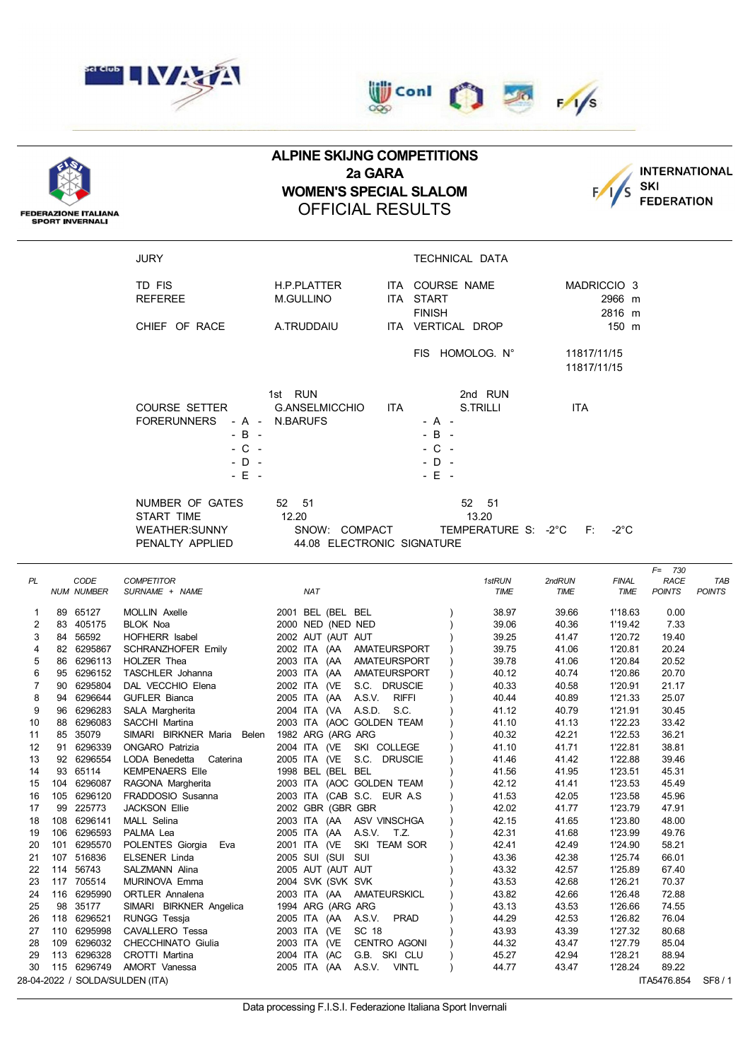# ALPINE SKIJNG COMPETITIONS
## 2a GARA
## WOMEN'S SPECIAL SLALOM
## OFFICIAL RESULTS

FEDERAZIONE ITALIANA SPORT INVERNALI

INTERNATIONAL SKI FEDERATION

| JURY | | | TECHNICAL DATA | |
|---|---|---|---|---|
| TD FIS | H.P.PLATTER | ITA | COURSE NAME | MADRICCIO 3 |
| REFEREE | M.GULLINO | ITA | START | 2966 m |
| | | | FINISH | 2816 m |
| CHIEF OF RACE | A.TRUDDAIU | ITA | VERTICAL DROP | 150 m |
| | | | FIS HOMOLOG. N° | 11817/11/15 |
| | | | | 11817/11/15 |

| | 1st RUN | | 2nd RUN | |
|---|---|---|---|---|
| COURSE SETTER | G.ANSELMICCHIO | ITA | S.TRILLI | ITA |
| FORERUNNERS - A - | N.BARUFS | | - A - | |
| - B - | | | - B - | |
| - C - | | | - C - | |
| - D - | | | - D - | |
| - E - | | | - E - | |

| | | | |
|---|---|---|---|
| NUMBER OF GATES | 52 51 | | 52 51 |
| START TIME | 12.20 | | 13.20 |
| WEATHER:SUNNY | SNOW: COMPACT | | TEMPERATURE S: -2°C F: -2°C |
| PENALTY APPLIED | 44.08 ELECTRONIC SIGNATURE | | |

F= 730

| PL | NUM | CODE NUMBER | COMPETITOR SURNAME + NAME | NAT | | 1stRUN TIME | 2ndRUN TIME | FINAL TIME | RACE POINTS | TAB POINTS |
|---|---|---|---|---|---|---|---|---|---|---|
| 1 | 89 | 65127 | MOLLIN Axelle | 2001 BEL (BEL BEL | ) | 38.97 | 39.66 | 1'18.63 | 0.00 | |
| 2 | 83 | 405175 | BLOK Noa | 2000 NED (NED NED | ) | 39.06 | 40.36 | 1'19.42 | 7.33 | |
| 3 | 84 | 56592 | HOFHERR Isabel | 2002 AUT (AUT AUT | ) | 39.25 | 41.47 | 1'20.72 | 19.40 | |
| 4 | 82 | 6295867 | SCHRANZHOFER Emily | 2002 ITA (AA AMATEURSPORT | ) | 39.75 | 41.06 | 1'20.81 | 20.24 | |
| 5 | 86 | 6296113 | HOLZER Thea | 2003 ITA (AA AMATEURSPORT | ) | 39.78 | 41.06 | 1'20.84 | 20.52 | |
| 6 | 95 | 6296152 | TASCHLER Johanna | 2003 ITA (AA AMATEURSPORT | ) | 40.12 | 40.74 | 1'20.86 | 20.70 | |
| 7 | 90 | 6295804 | DAL VECCHIO Elena | 2002 ITA (VE S.C. DRUSCIE | ) | 40.33 | 40.58 | 1'20.91 | 21.17 | |
| 8 | 94 | 6296644 | GUFLER Bianca | 2005 ITA (AA A.S.V. RIFFI | ) | 40.44 | 40.89 | 1'21.33 | 25.07 | |
| 9 | 96 | 6296283 | SALA Margherita | 2004 ITA (VA A.S.D. S.C. | ) | 41.12 | 40.79 | 1'21.91 | 30.45 | |
| 10 | 88 | 6296083 | SACCHI Martina | 2003 ITA (AOC GOLDEN TEAM | ) | 41.10 | 41.13 | 1'22.23 | 33.42 | |
| 11 | 85 | 35079 | SIMARI BIRKNER Maria Belen | 1982 ARG (ARG ARG | ) | 40.32 | 42.21 | 1'22.53 | 36.21 | |
| 12 | 91 | 6296339 | ONGARO Patrizia | 2004 ITA (VE SKI COLLEGE | ) | 41.10 | 41.71 | 1'22.81 | 38.81 | |
| 13 | 92 | 6296554 | LODA Benedetta Caterina | 2005 ITA (VE S.C. DRUSCIE | ) | 41.46 | 41.42 | 1'22.88 | 39.46 | |
| 14 | 93 | 65114 | KEMPENAERS Elle | 1998 BEL (BEL BEL | ) | 41.56 | 41.95 | 1'23.51 | 45.31 | |
| 15 | 104 | 6296087 | RAGONA Margherita | 2003 ITA (AOC GOLDEN TEAM | ) | 42.12 | 41.41 | 1'23.53 | 45.49 | |
| 16 | 105 | 6296120 | FRADDOSIO Susanna | 2003 ITA (CAB S.C. EUR A.S | ) | 41.53 | 42.05 | 1'23.58 | 45.96 | |
| 17 | 99 | 225773 | JACKSON Ellie | 2002 GBR (GBR GBR | ) | 42.02 | 41.77 | 1'23.79 | 47.91 | |
| 18 | 108 | 6296141 | MALL Selina | 2003 ITA (AA ASV VINSCHGA | ) | 42.15 | 41.65 | 1'23.80 | 48.00 | |
| 19 | 106 | 6296593 | PALMA Lea | 2005 ITA (AA A.S.V. T.Z. | ) | 42.31 | 41.68 | 1'23.99 | 49.76 | |
| 20 | 101 | 6295570 | POLENTES Giorgia Eva | 2001 ITA (VE SKI TEAM SOR | ) | 42.41 | 42.49 | 1'24.90 | 58.21 | |
| 21 | 107 | 516836 | ELSENER Linda | 2005 SUI (SUI SUI | ) | 43.36 | 42.38 | 1'25.74 | 66.01 | |
| 22 | 114 | 56743 | SALZMANN Alina | 2005 AUT (AUT AUT | ) | 43.32 | 42.57 | 1'25.89 | 67.40 | |
| 23 | 117 | 705514 | MURINOVA Emma | 2004 SVK (SVK SVK | ) | 43.53 | 42.68 | 1'26.21 | 70.37 | |
| 24 | 116 | 6295990 | ORTLER Annalena | 2003 ITA (AA AMATEURSKICL | ) | 43.82 | 42.66 | 1'26.48 | 72.88 | |
| 25 | 98 | 35177 | SIMARI BIRKNER Angelica | 1994 ARG (ARG ARG | ) | 43.13 | 43.53 | 1'26.66 | 74.55 | |
| 26 | 118 | 6296521 | RUNGG Tessja | 2005 ITA (AA A.S.V. PRAD | ) | 44.29 | 42.53 | 1'26.82 | 76.04 | |
| 27 | 110 | 6295998 | CAVALLERO Tessa | 2003 ITA (VE SC 18 | ) | 43.93 | 43.39 | 1'27.32 | 80.68 | |
| 28 | 109 | 6296032 | CHECCHINATO Giulia | 2003 ITA (VE CENTRO AGONI | ) | 44.32 | 43.47 | 1'27.79 | 85.04 | |
| 29 | 113 | 6296328 | CROTTI Martina | 2004 ITA (AC G.B. SKI CLU | ) | 45.27 | 42.94 | 1'28.21 | 88.94 | |
| 30 | 115 | 6296749 | AMORT Vanessa | 2005 ITA (AA A.S.V. VINTL | ) | 44.77 | 43.47 | 1'28.24 | 89.22 | |

28-04-2022 / SOLDA/SULDEN (ITA) ITA5476.854 SF8 / 1

Data processing F.I.S.I. Federazione Italiana Sport Invernali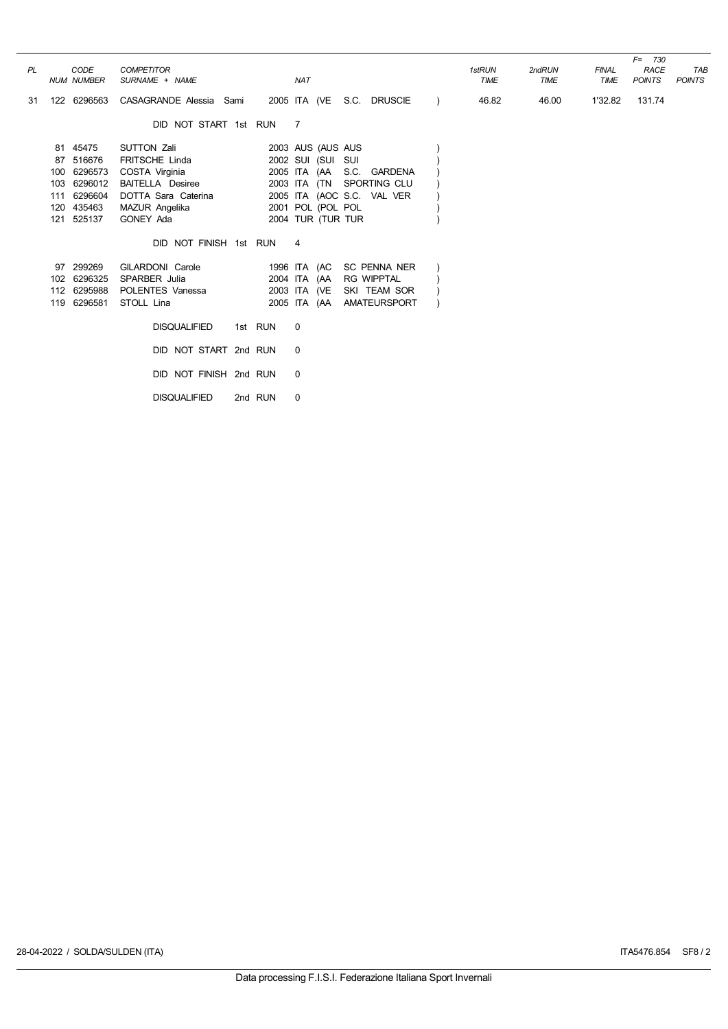| PL | CODE NUM | NUMBER | COMPETITOR SURNAME + NAME | NAT | | 1stRUN TIME | 2ndRUN TIME | FINAL TIME | F= 730 RACE POINTS | TAB POINTS |
|---|---|---|---|---|---|---|---|---|---|---|
| 31 | 122 | 6296563 | CASAGRANDE Alessia Sami | 2005 ITA (VE | S.C. DRUSCIE ) | 46.82 | 46.00 | 1'32.82 | 131.74 | |

DID NOT START 1st RUN 7

| NUM | CODE | COMPETITOR | NAT | |
|---|---|---|---|---|
| 81 | 45475 | SUTTON Zali | 2003 AUS (AUS | AUS ) |
| 87 | 516676 | FRITSCHE Linda | 2002 SUI (SUI | SUI ) |
| 100 | 6296573 | COSTA Virginia | 2005 ITA (AA | S.C. GARDENA ) |
| 103 | 6296012 | BAITELLA Desiree | 2003 ITA (TN | SPORTING CLU ) |
| 111 | 6296604 | DOTTA Sara Caterina | 2005 ITA (AOC | S.C. VAL VER ) |
| 120 | 435463 | MAZUR Angelika | 2001 POL (POL | POL ) |
| 121 | 525137 | GONEY Ada | 2004 TUR (TUR | TUR ) |

DID NOT FINISH 1st RUN 4

| NUM | CODE | COMPETITOR | NAT | |
|---|---|---|---|---|
| 97 | 299269 | GILARDONI Carole | 1996 ITA (AC | SC PENNA NER ) |
| 102 | 6296325 | SPARBER Julia | 2004 ITA (AA | RG WIPPTAL ) |
| 112 | 6295988 | POLENTES Vanessa | 2003 ITA (VE | SKI TEAM SOR ) |
| 119 | 6296581 | STOLL Lina | 2005 ITA (AA | AMATEURSPORT ) |

DISQUALIFIED 1st RUN 0

DID NOT START 2nd RUN 0

DID NOT FINISH 2nd RUN 0

DISQUALIFIED 2nd RUN 0

28-04-2022 / SOLDA/SULDEN (ITA)

ITA5476.854 SF8 / 2

Data processing F.I.S.I. Federazione Italiana Sport Invernali